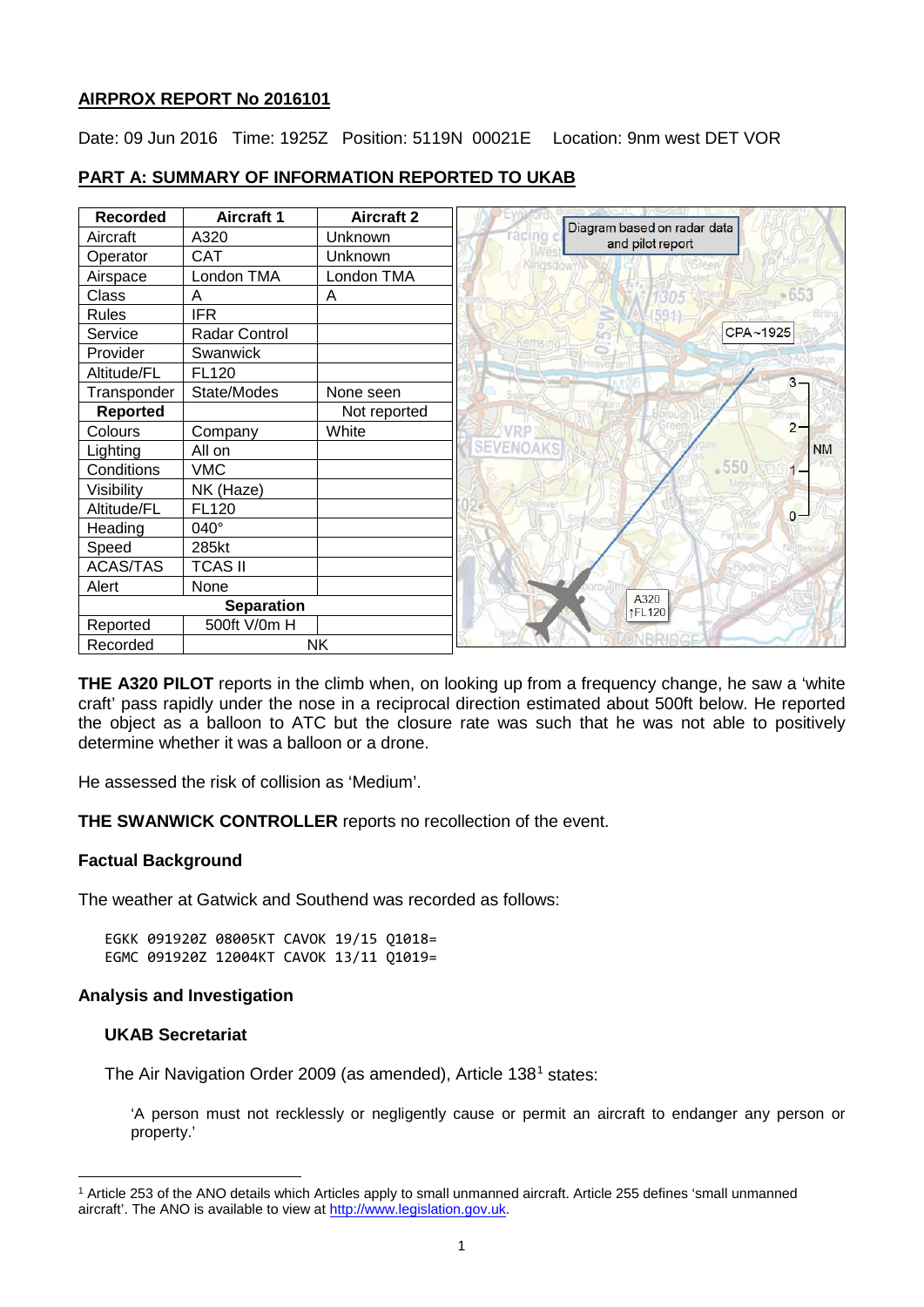## AIRPROX REPORT No 2016101

Date: 09 Jun 2016 Time: 1925Z Position: 5119N 00021E Location: 9nm west DET VOR

## PART A: SUMMARY OF INFORMATION REPORTED TO UKAB

| Recorded | Aircraft 1 | Aircraft 2 |
|---|---|---|
| Aircraft | A320 | Unknown |
| Operator | CAT | Unknown |
| Airspace | London TMA | London TMA |
| Class | A | A |
| Rules | IFR | |
| Service | Radar Control | |
| Provider | Swanwick | |
| Altitude/FL | FL120 | |
| Transponder | State/Modes | None seen |
| **Reported** | | Not reported |
| Colours | Company | White |
| Lighting | All on | |
| Conditions | VMC | |
| Visibility | NK (Haze) | |
| Altitude/FL | FL120 | |
| Heading | 040° | |
| Speed | 285kt | |
| ACAS/TAS | TCAS II | |
| Alert | None | |
| **Separation** | | |
| Reported | 500ft V/0m H | |
| Recorded | NK | |

Diagram based on radar data and pilot report

**THE A320 PILOT** reports in the climb when, on looking up from a frequency change, he saw a 'white craft' pass rapidly under the nose in a reciprocal direction estimated about 500ft below. He reported the object as a balloon to ATC but the closure rate was such that he was not able to positively determine whether it was a balloon or a drone.

He assessed the risk of collision as 'Medium'.

**THE SWANWICK CONTROLLER** reports no recollection of the event.

### Factual Background

The weather at Gatwick and Southend was recorded as follows:

```
EGKK 091920Z 08005KT CAVOK 19/15 Q1018=
EGMC 091920Z 12004KT CAVOK 13/11 Q1019=
```

### Analysis and Investigation

#### UKAB Secretariat

The Air Navigation Order 2009 (as amended), Article 138[1] states:

'A person must not recklessly or negligently cause or permit an aircraft to endanger any person or property.'

[1] Article 253 of the ANO details which Articles apply to small unmanned aircraft. Article 255 defines 'small unmanned aircraft'. The ANO is available to view at http://www.legislation.gov.uk.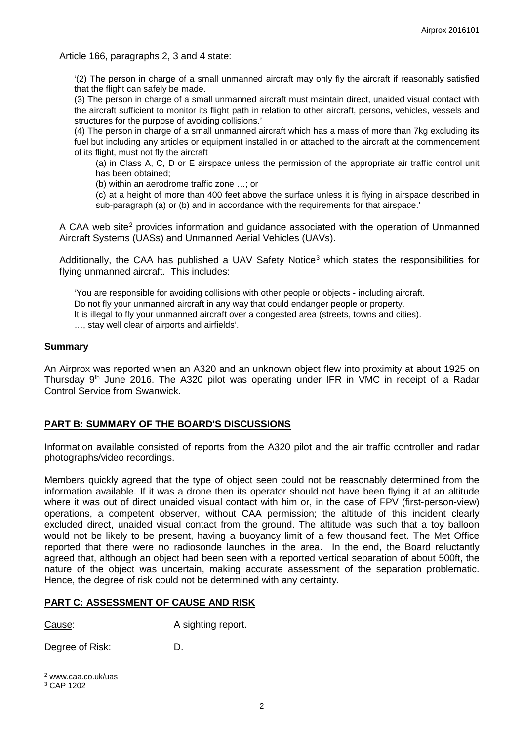Article 166, paragraphs 2, 3 and 4 state:

> '(2) The person in charge of a small unmanned aircraft may only fly the aircraft if reasonably satisfied that the flight can safely be made.
>
> (3) The person in charge of a small unmanned aircraft must maintain direct, unaided visual contact with the aircraft sufficient to monitor its flight path in relation to other aircraft, persons, vehicles, vessels and structures for the purpose of avoiding collisions.'
>
> (4) The person in charge of a small unmanned aircraft which has a mass of more than 7kg excluding its fuel but including any articles or equipment installed in or attached to the aircraft at the commencement of its flight, must not fly the aircraft
>
> (a) in Class A, C, D or E airspace unless the permission of the appropriate air traffic control unit has been obtained;
>
> (b) within an aerodrome traffic zone …; or
>
> (c) at a height of more than 400 feet above the surface unless it is flying in airspace described in sub-paragraph (a) or (b) and in accordance with the requirements for that airspace.'

A CAA web site[2] provides information and guidance associated with the operation of Unmanned Aircraft Systems (UASs) and Unmanned Aerial Vehicles (UAVs).

Additionally, the CAA has published a UAV Safety Notice[3] which states the responsibilities for flying unmanned aircraft. This includes:

> 'You are responsible for avoiding collisions with other people or objects - including aircraft.
> Do not fly your unmanned aircraft in any way that could endanger people or property.
> It is illegal to fly your unmanned aircraft over a congested area (streets, towns and cities).
> …, stay well clear of airports and airfields'.

## Summary

An Airprox was reported when an A320 and an unknown object flew into proximity at about 1925 on Thursday 9th June 2016. The A320 pilot was operating under IFR in VMC in receipt of a Radar Control Service from Swanwick.

## PART B: SUMMARY OF THE BOARD'S DISCUSSIONS

Information available consisted of reports from the A320 pilot and the air traffic controller and radar photographs/video recordings.

Members quickly agreed that the type of object seen could not be reasonably determined from the information available. If it was a drone then its operator should not have been flying it at an altitude where it was out of direct unaided visual contact with him or, in the case of FPV (first-person-view) operations, a competent observer, without CAA permission; the altitude of this incident clearly excluded direct, unaided visual contact from the ground. The altitude was such that a toy balloon would not be likely to be present, having a buoyancy limit of a few thousand feet. The Met Office reported that there were no radiosonde launches in the area. In the end, the Board reluctantly agreed that, although an object had been seen with a reported vertical separation of about 500ft, the nature of the object was uncertain, making accurate assessment of the separation problematic. Hence, the degree of risk could not be determined with any certainty.

## PART C: ASSESSMENT OF CAUSE AND RISK

Cause: A sighting report.

Degree of Risk: D.

---

[2] www.caa.co.uk/uas

[3] CAP 1202